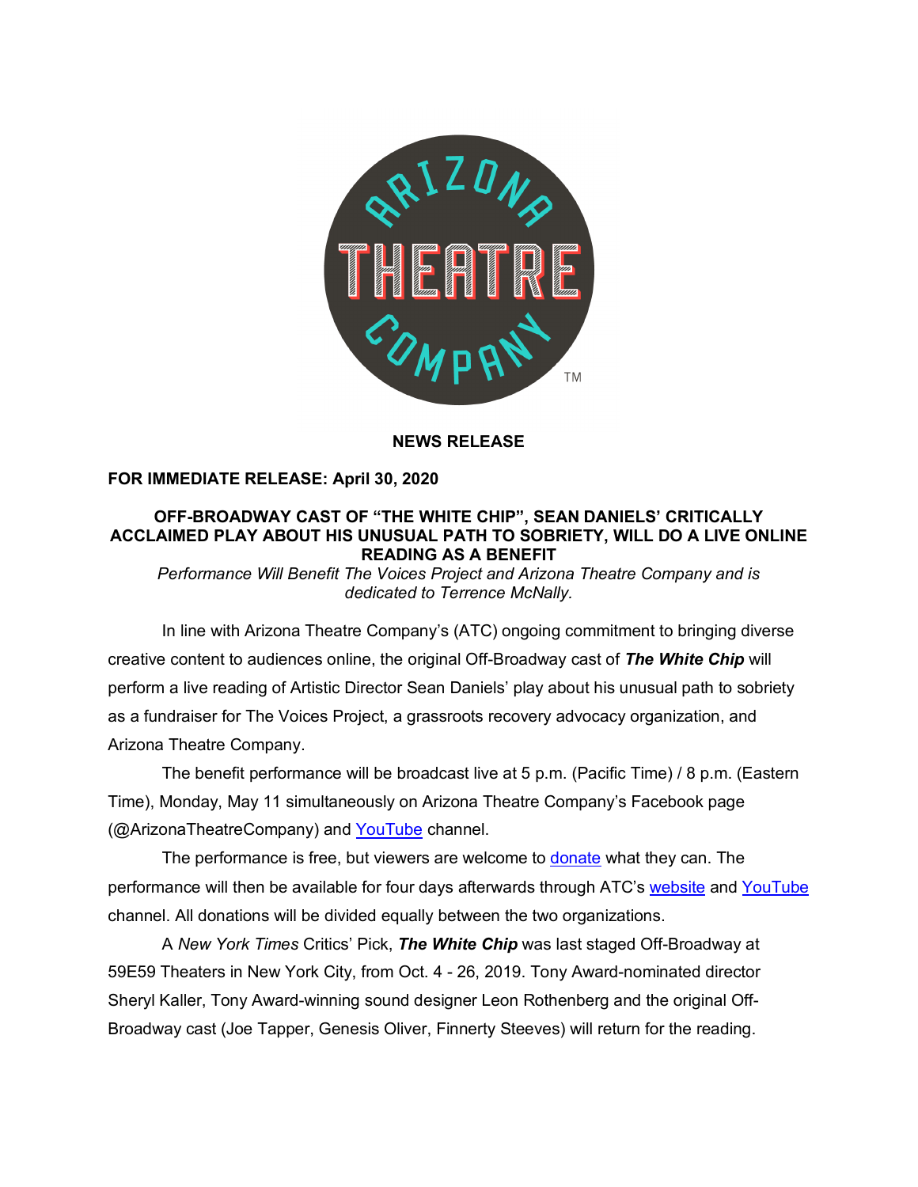ARIZONA THEATRE COMPANY™

**NEWS RELEASE**

**FOR IMMEDIATE RELEASE: April 30, 2020**

**OFF-BROADWAY CAST OF "THE WHITE CHIP", SEAN DANIELS' CRITICALLY ACCLAIMED PLAY ABOUT HIS UNUSUAL PATH TO SOBRIETY, WILL DO A LIVE ONLINE READING AS A BENEFIT**

*Performance Will Benefit The Voices Project and Arizona Theatre Company and is dedicated to Terrence McNally.*

In line with Arizona Theatre Company's (ATC) ongoing commitment to bringing diverse creative content to audiences online, the original Off-Broadway cast of ***The White Chip*** will perform a live reading of Artistic Director Sean Daniels' play about his unusual path to sobriety as a fundraiser for The Voices Project, a grassroots recovery advocacy organization, and Arizona Theatre Company.

The benefit performance will be broadcast live at 5 p.m. (Pacific Time) / 8 p.m. (Eastern Time), Monday, May 11 simultaneously on Arizona Theatre Company's Facebook page (@ArizonaTheatreCompany) and YouTube channel.

The performance is free, but viewers are welcome to donate what they can. The performance will then be available for four days afterwards through ATC's website and YouTube channel. All donations will be divided equally between the two organizations.

A *New York Times* Critics' Pick, ***The White Chip*** was last staged Off-Broadway at 59E59 Theaters in New York City, from Oct. 4 - 26, 2019. Tony Award-nominated director Sheryl Kaller, Tony Award-winning sound designer Leon Rothenberg and the original Off-Broadway cast (Joe Tapper, Genesis Oliver, Finnerty Steeves) will return for the reading.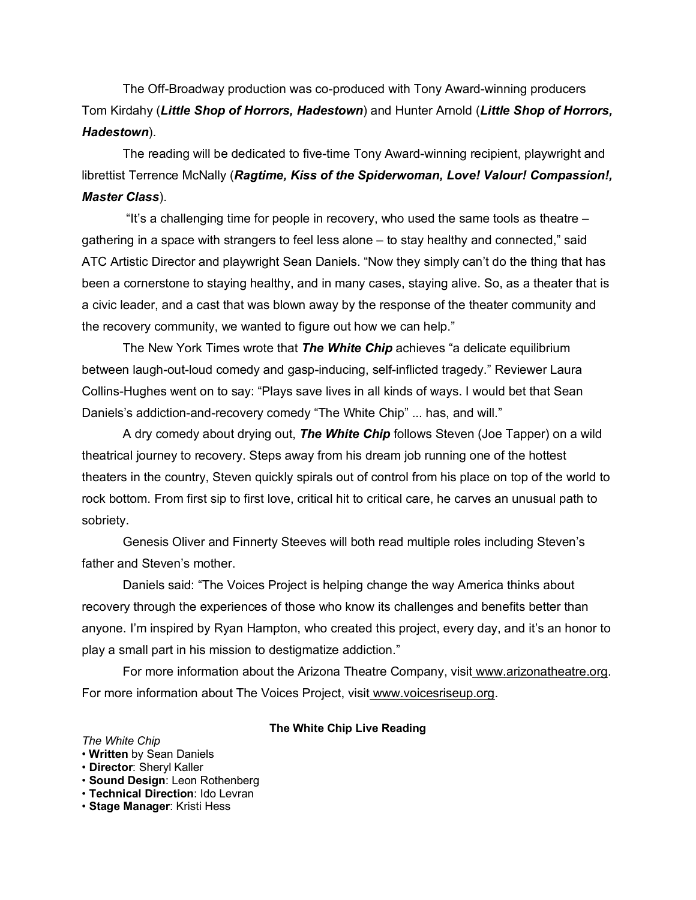The Off-Broadway production was co-produced with Tony Award-winning producers Tom Kirdahy (***Little Shop of Horrors, Hadestown***) and Hunter Arnold (***Little Shop of Horrors, Hadestown***).

The reading will be dedicated to five-time Tony Award-winning recipient, playwright and librettist Terrence McNally (***Ragtime, Kiss of the Spiderwoman, Love! Valour! Compassion!, Master Class***).

"It's a challenging time for people in recovery, who used the same tools as theatre – gathering in a space with strangers to feel less alone – to stay healthy and connected," said ATC Artistic Director and playwright Sean Daniels. "Now they simply can't do the thing that has been a cornerstone to staying healthy, and in many cases, staying alive. So, as a theater that is a civic leader, and a cast that was blown away by the response of the theater community and the recovery community, we wanted to figure out how we can help."

The New York Times wrote that ***The White Chip*** achieves "a delicate equilibrium between laugh-out-loud comedy and gasp-inducing, self-inflicted tragedy." Reviewer Laura Collins-Hughes went on to say: "Plays save lives in all kinds of ways. I would bet that Sean Daniels's addiction-and-recovery comedy "The White Chip" ... has, and will."

A dry comedy about drying out, ***The White Chip*** follows Steven (Joe Tapper) on a wild theatrical journey to recovery. Steps away from his dream job running one of the hottest theaters in the country, Steven quickly spirals out of control from his place on top of the world to rock bottom. From first sip to first love, critical hit to critical care, he carves an unusual path to sobriety.

Genesis Oliver and Finnerty Steeves will both read multiple roles including Steven's father and Steven's mother.

Daniels said: "The Voices Project is helping change the way America thinks about recovery through the experiences of those who know its challenges and benefits better than anyone. I'm inspired by Ryan Hampton, who created this project, every day, and it's an honor to play a small part in his mission to destigmatize addiction."

For more information about the Arizona Theatre Company, visit www.arizonatheatre.org. For more information about The Voices Project, visit www.voicesriseup.org.

**The White Chip Live Reading**

*The White Chip*

- **Written** by Sean Daniels
- **Director**: Sheryl Kaller
- **Sound Design**: Leon Rothenberg
- **Technical Direction**: Ido Levran
- **Stage Manager**: Kristi Hess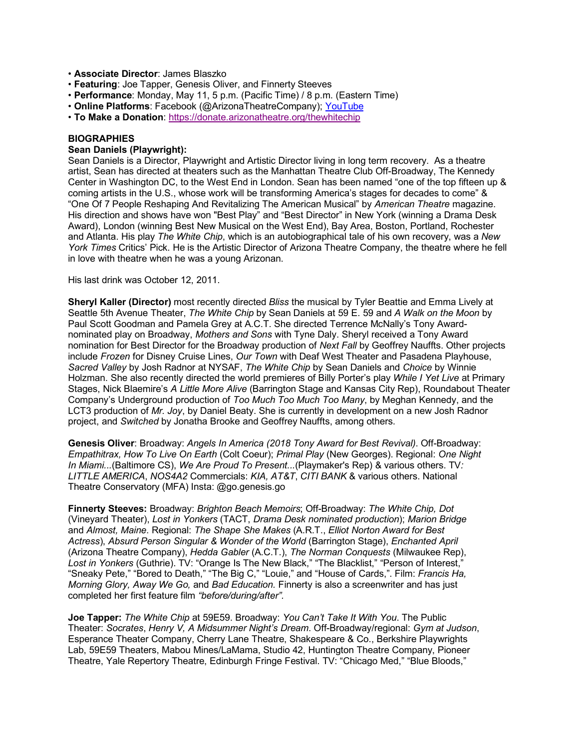- **Associate Director**: James Blaszko
- **Featuring**: Joe Tapper, Genesis Oliver, and Finnerty Steeves
- **Performance**: Monday, May 11, 5 p.m. (Pacific Time) / 8 p.m. (Eastern Time)
- **Online Platforms**: Facebook (@ArizonaTheatreCompany); YouTube
- **To Make a Donation**: https://donate.arizonatheatre.org/thewhitechip

## BIOGRAPHIES

### Sean Daniels (Playwright):

Sean Daniels is a Director, Playwright and Artistic Director living in long term recovery. As a theatre artist, Sean has directed at theaters such as the Manhattan Theatre Club Off-Broadway, The Kennedy Center in Washington DC, to the West End in London. Sean has been named "one of the top fifteen up & coming artists in the U.S., whose work will be transforming America's stages for decades to come" & "One Of 7 People Reshaping And Revitalizing The American Musical" by *American Theatre* magazine. His direction and shows have won "Best Play" and "Best Director" in New York (winning a Drama Desk Award), London (winning Best New Musical on the West End), Bay Area, Boston, Portland, Rochester and Atlanta. His play *The White Chip*, which is an autobiographical tale of his own recovery, was a *New York Times* Critics' Pick. He is the Artistic Director of Arizona Theatre Company, the theatre where he fell in love with theatre when he was a young Arizonan.

His last drink was October 12, 2011.

**Sheryl Kaller (Director)** most recently directed *Bliss* the musical by Tyler Beattie and Emma Lively at Seattle 5th Avenue Theater, *The White Chip* by Sean Daniels at 59 E. 59 and *A Walk on the Moon* by Paul Scott Goodman and Pamela Grey at A.C.T. She directed Terrence McNally's Tony Award-nominated play on Broadway, *Mothers and Sons* with Tyne Daly. Sheryl received a Tony Award nomination for Best Director for the Broadway production of *Next Fall* by Geoffrey Nauffts. Other projects include *Frozen* for Disney Cruise Lines, *Our Town* with Deaf West Theater and Pasadena Playhouse, *Sacred Valley* by Josh Radnor at NYSAF, *The White Chip* by Sean Daniels and *Choice* by Winnie Holzman. She also recently directed the world premieres of Billy Porter's play *While I Yet Live* at Primary Stages, Nick Blaemire's *A Little More Alive* (Barrington Stage and Kansas City Rep), Roundabout Theater Company's Underground production of *Too Much Too Much Too Many*, by Meghan Kennedy, and the LCT3 production of *Mr. Joy*, by Daniel Beaty. She is currently in development on a new Josh Radnor project, and *Switched* by Jonatha Brooke and Geoffrey Nauffts, among others.

**Genesis Oliver**: Broadway: *Angels In America (2018 Tony Award for Best Revival)*. Off-Broadway: *Empathitrax, How To Live On Earth* (Colt Coeur); *Primal Play* (New Georges). Regional: *One Night In Miami...*(Baltimore CS), *We Are Proud To Present...*(Playmaker's Rep) & various others. TV*:* *LITTLE AMERICA*, *NOS4A2* Commercials: *KIA, AT&T*, *CITI BANK* & various others. National Theatre Conservatory (MFA) Insta: @go.genesis.go

**Finnerty Steeves:** Broadway: *Brighton Beach Memoirs*; Off-Broadway: *The White Chip, Dot* (Vineyard Theater), *Lost in Yonkers* (TACT, *Drama Desk nominated production*); *Marion Bridge* and *Almost, Maine*. Regional: *The Shape She Makes* (A.R.T., *Elliot Norton Award for Best Actress*), *Absurd Person Singular & Wonder of the World* (Barrington Stage), *Enchanted April* (Arizona Theatre Company), *Hedda Gabler* (A.C.T.), *The Norman Conquests* (Milwaukee Rep), *Lost in Yonkers* (Guthrie). TV: "Orange Is The New Black," "The Blacklist," "Person of Interest," "Sneaky Pete," "Bored to Death," "The Big C," "Louie," and "House of Cards,". Film: *Francis Ha, Morning Glory, Away We Go,* and *Bad Education.* Finnerty is also a screenwriter and has just completed her first feature film *"before/during/after"*.

**Joe Tapper:** *The White Chip* at 59E59. Broadway: *You Can't Take It With You*. The Public Theater: *Socrates*, *Henry V, A Midsummer Night's Dream*. Off-Broadway/regional: *Gym at Judson*, Esperance Theater Company, Cherry Lane Theatre, Shakespeare & Co., Berkshire Playwrights Lab, 59E59 Theaters, Mabou Mines/LaMama, Studio 42, Huntington Theatre Company, Pioneer Theatre, Yale Repertory Theatre, Edinburgh Fringe Festival. TV: "Chicago Med," "Blue Bloods,"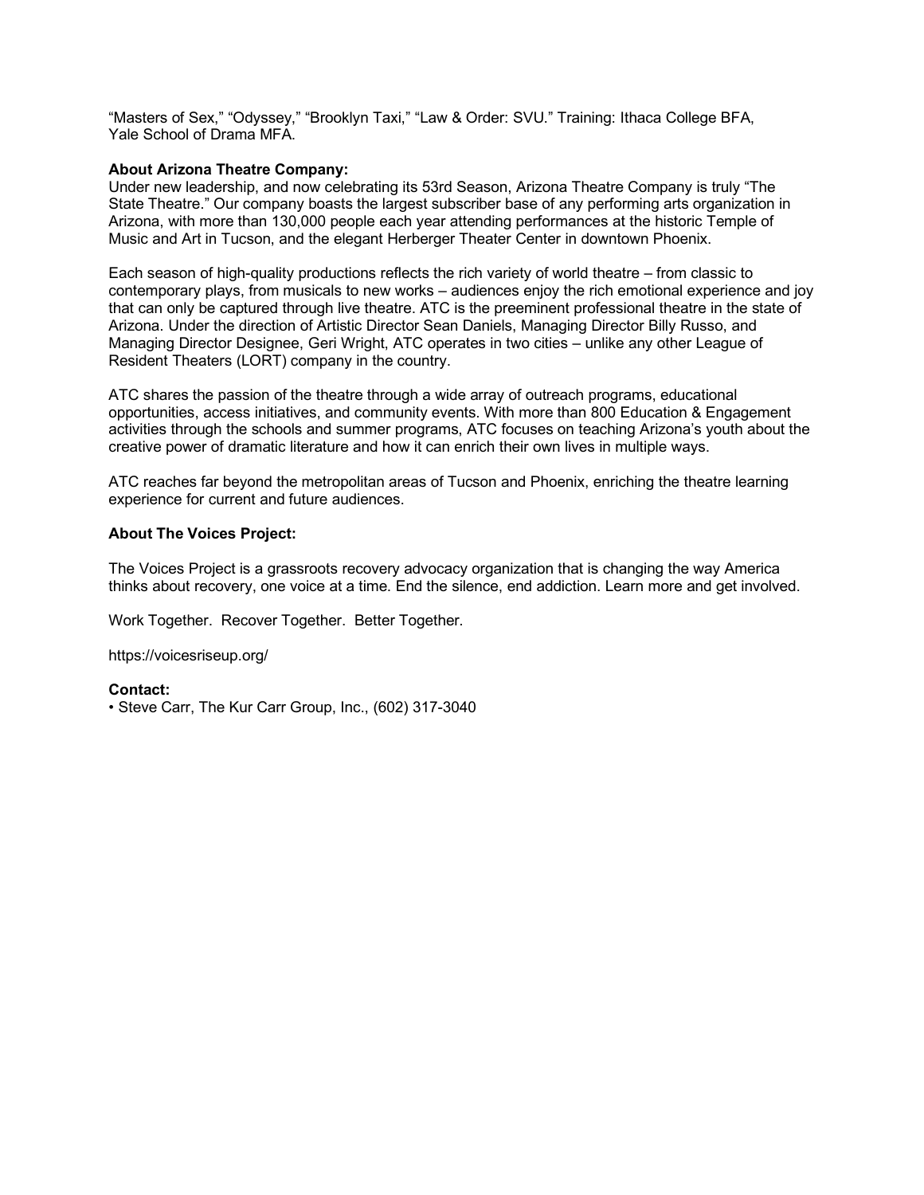"Masters of Sex," "Odyssey," "Brooklyn Taxi," "Law & Order: SVU." Training: Ithaca College BFA, Yale School of Drama MFA.

**About Arizona Theatre Company:**
Under new leadership, and now celebrating its 53rd Season, Arizona Theatre Company is truly "The State Theatre." Our company boasts the largest subscriber base of any performing arts organization in Arizona, with more than 130,000 people each year attending performances at the historic Temple of Music and Art in Tucson, and the elegant Herberger Theater Center in downtown Phoenix.

Each season of high-quality productions reflects the rich variety of world theatre – from classic to contemporary plays, from musicals to new works – audiences enjoy the rich emotional experience and joy that can only be captured through live theatre. ATC is the preeminent professional theatre in the state of Arizona. Under the direction of Artistic Director Sean Daniels, Managing Director Billy Russo, and Managing Director Designee, Geri Wright, ATC operates in two cities – unlike any other League of Resident Theaters (LORT) company in the country.

ATC shares the passion of the theatre through a wide array of outreach programs, educational opportunities, access initiatives, and community events. With more than 800 Education & Engagement activities through the schools and summer programs, ATC focuses on teaching Arizona's youth about the creative power of dramatic literature and how it can enrich their own lives in multiple ways.

ATC reaches far beyond the metropolitan areas of Tucson and Phoenix, enriching the theatre learning experience for current and future audiences.

**About The Voices Project:**

The Voices Project is a grassroots recovery advocacy organization that is changing the way America thinks about recovery, one voice at a time. End the silence, end addiction. Learn more and get involved.

Work Together. Recover Together. Better Together.

https://voicesriseup.org/

**Contact:**
- Steve Carr, The Kur Carr Group, Inc., (602) 317-3040